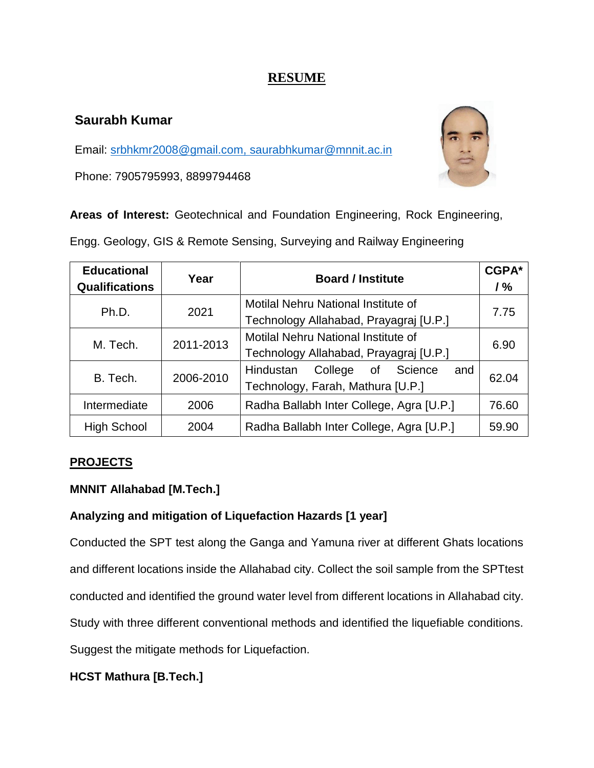# RESUME

## Saurabh Kumar

Email: srbhkmr2008@gmail.com, saurabhkumar@mnnit.ac.in

Phone: 7905795993, 8899794468

**Areas of Interest:** Geotechnical and Foundation Engineering, Rock Engineering, Engg. Geology, GIS & Remote Sensing, Surveying and Railway Engineering

| Educational Qualifications | Year | Board / Institute | CGPA* / % |
|---|---|---|---|
| Ph.D. | 2021 | Motilal Nehru National Institute of Technology Allahabad, Prayagraj [U.P.] | 7.75 |
| M. Tech. | 2011-2013 | Motilal Nehru National Institute of Technology Allahabad, Prayagraj [U.P.] | 6.90 |
| B. Tech. | 2006-2010 | Hindustan College of Science and Technology, Farah, Mathura [U.P.] | 62.04 |
| Intermediate | 2006 | Radha Ballabh Inter College, Agra [U.P.] | 76.60 |
| High School | 2004 | Radha Ballabh Inter College, Agra [U.P.] | 59.90 |

## PROJECTS

**MNNIT Allahabad [M.Tech.]**

**Analyzing and mitigation of Liquefaction Hazards [1 year]**

Conducted the SPT test along the Ganga and Yamuna river at different Ghats locations and different locations inside the Allahabad city. Collect the soil sample from the SPTtest conducted and identified the ground water level from different locations in Allahabad city. Study with three different conventional methods and identified the liquefiable conditions. Suggest the mitigate methods for Liquefaction.

**HCST Mathura [B.Tech.]**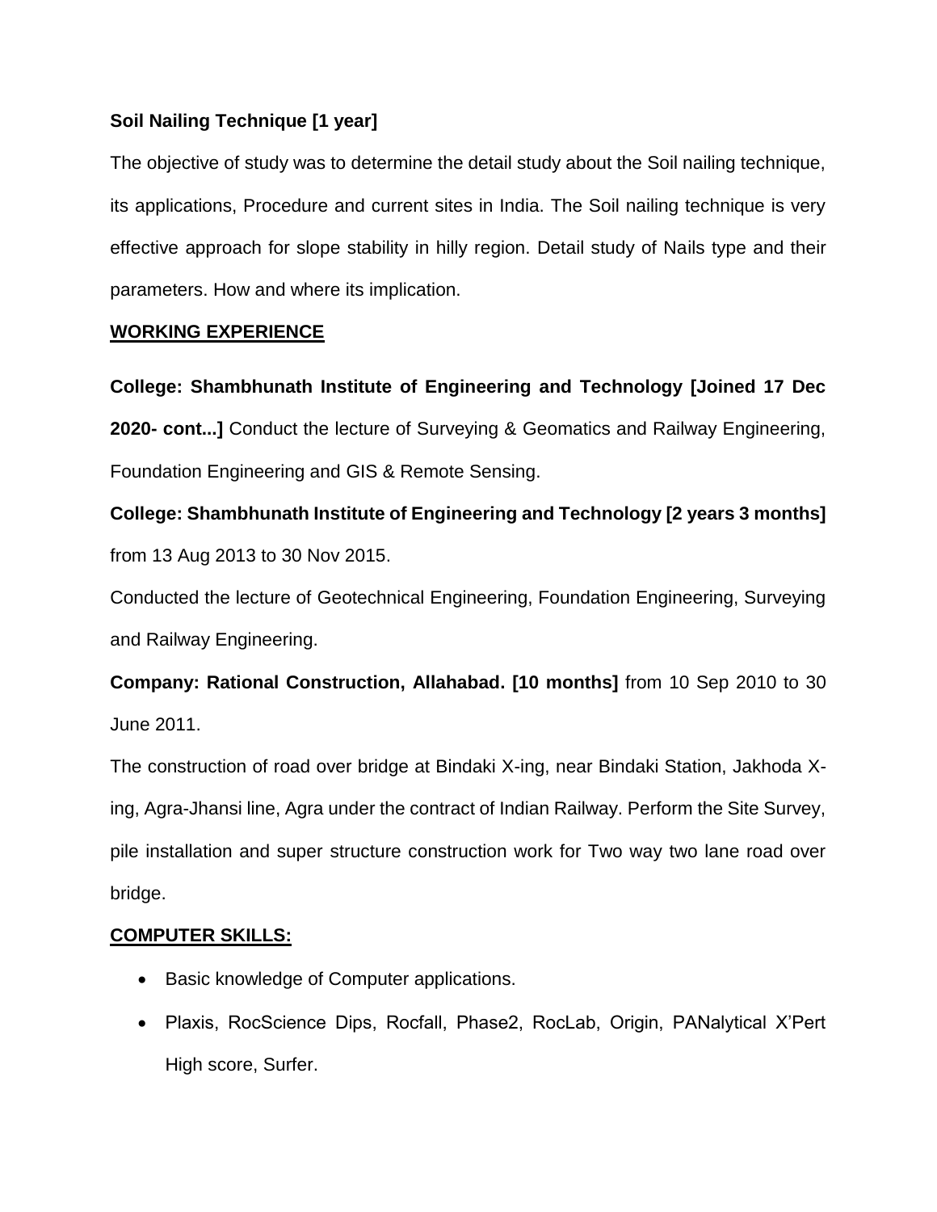**Soil Nailing Technique [1 year]**

The objective of study was to determine the detail study about the Soil nailing technique, its applications, Procedure and current sites in India. The Soil nailing technique is very effective approach for slope stability in hilly region. Detail study of Nails type and their parameters. How and where its implication.

## WORKING EXPERIENCE

**College: Shambhunath Institute of Engineering and Technology [Joined 17 Dec 2020- cont...]** Conduct the lecture of Surveying & Geomatics and Railway Engineering, Foundation Engineering and GIS & Remote Sensing.

**College: Shambhunath Institute of Engineering and Technology [2 years 3 months]** from 13 Aug 2013 to 30 Nov 2015.

Conducted the lecture of Geotechnical Engineering, Foundation Engineering, Surveying and Railway Engineering.

**Company: Rational Construction, Allahabad. [10 months]** from 10 Sep 2010 to 30 June 2011.

The construction of road over bridge at Bindaki X-ing, near Bindaki Station, Jakhoda X-ing, Agra-Jhansi line, Agra under the contract of Indian Railway. Perform the Site Survey, pile installation and super structure construction work for Two way two lane road over bridge.

## COMPUTER SKILLS:

- Basic knowledge of Computer applications.
- Plaxis, RocScience Dips, Rocfall, Phase2, RocLab, Origin, PANalytical X'Pert High score, Surfer.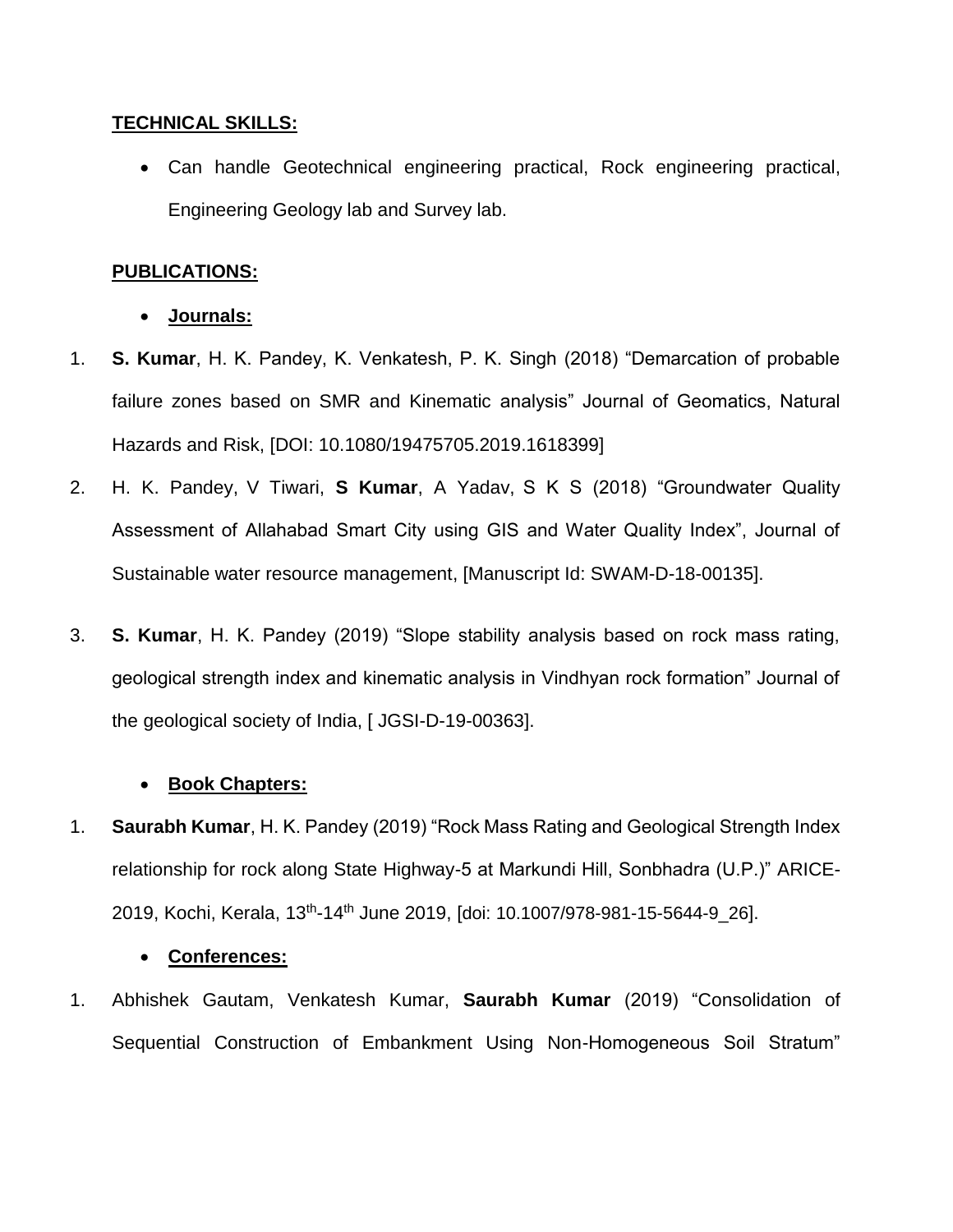**TECHNICAL SKILLS:**

- Can handle Geotechnical engineering practical, Rock engineering practical, Engineering Geology lab and Survey lab.

**PUBLICATIONS:**

- **Journals:**

1. **S. Kumar**, H. K. Pandey, K. Venkatesh, P. K. Singh (2018) "Demarcation of probable failure zones based on SMR and Kinematic analysis" Journal of Geomatics, Natural Hazards and Risk, [DOI: 10.1080/19475705.2019.1618399]
2. H. K. Pandey, V Tiwari, **S Kumar**, A Yadav, S K S (2018) "Groundwater Quality Assessment of Allahabad Smart City using GIS and Water Quality Index", Journal of Sustainable water resource management, [Manuscript Id: SWAM-D-18-00135].
3. **S. Kumar**, H. K. Pandey (2019) "Slope stability analysis based on rock mass rating, geological strength index and kinematic analysis in Vindhyan rock formation" Journal of the geological society of India, [ JGSI-D-19-00363].

- **Book Chapters:**

1. **Saurabh Kumar**, H. K. Pandey (2019) "Rock Mass Rating and Geological Strength Index relationship for rock along State Highway-5 at Markundi Hill, Sonbhadra (U.P.)" ARICE-2019, Kochi, Kerala, 13th-14th June 2019, [doi: 10.1007/978-981-15-5644-9_26].

- **Conferences:**

1. Abhishek Gautam, Venkatesh Kumar, **Saurabh Kumar** (2019) "Consolidation of Sequential Construction of Embankment Using Non-Homogeneous Soil Stratum"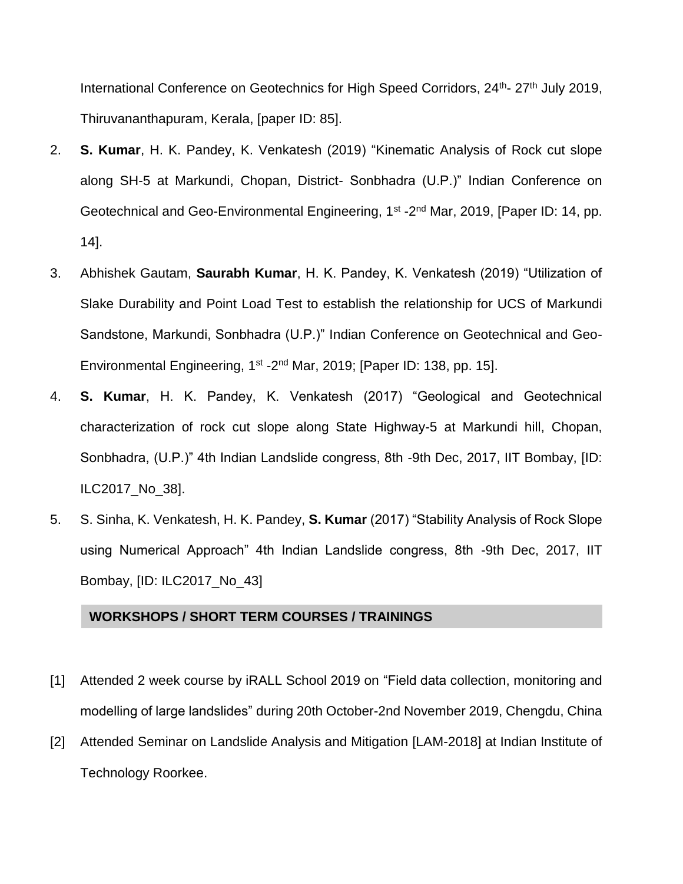International Conference on Geotechnics for High Speed Corridors, 24$^{th}$- 27$^{th}$ July 2019, Thiruvananthapuram, Kerala, [paper ID: 85].

2. **S. Kumar**, H. K. Pandey, K. Venkatesh (2019) “Kinematic Analysis of Rock cut slope along SH-5 at Markundi, Chopan, District- Sonbhadra (U.P.)” Indian Conference on Geotechnical and Geo-Environmental Engineering, 1$^{st}$ -2$^{nd}$ Mar, 2019, [Paper ID: 14, pp. 14].
3. Abhishek Gautam, **Saurabh Kumar**, H. K. Pandey, K. Venkatesh (2019) “Utilization of Slake Durability and Point Load Test to establish the relationship for UCS of Markundi Sandstone, Markundi, Sonbhadra (U.P.)” Indian Conference on Geotechnical and Geo-Environmental Engineering, 1$^{st}$ -2$^{nd}$ Mar, 2019; [Paper ID: 138, pp. 15].
4. **S. Kumar**, H. K. Pandey, K. Venkatesh (2017) “Geological and Geotechnical characterization of rock cut slope along State Highway-5 at Markundi hill, Chopan, Sonbhadra, (U.P.)” 4th Indian Landslide congress, 8th -9th Dec, 2017, IIT Bombay, [ID: ILC2017_No_38].
5. S. Sinha, K. Venkatesh, H. K. Pandey, **S. Kumar** (2017) “Stability Analysis of Rock Slope using Numerical Approach” 4th Indian Landslide congress, 8th -9th Dec, 2017, IIT Bombay, [ID: ILC2017_No_43]

## WORKSHOPS / SHORT TERM COURSES / TRAININGS

[1] Attended 2 week course by iRALL School 2019 on “Field data collection, monitoring and modelling of large landslides” during 20th October-2nd November 2019, Chengdu, China

[2] Attended Seminar on Landslide Analysis and Mitigation [LAM-2018] at Indian Institute of Technology Roorkee.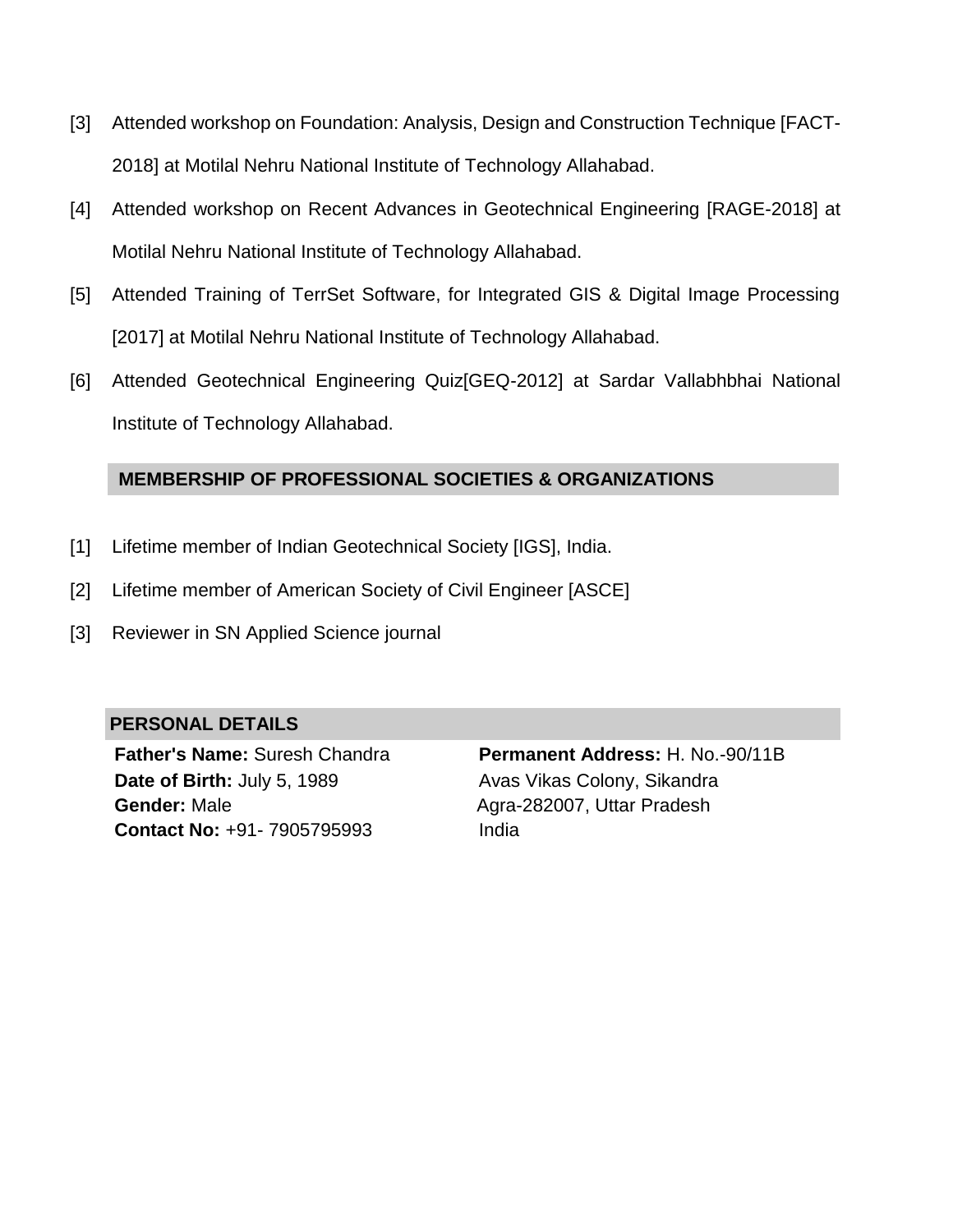[3] Attended workshop on Foundation: Analysis, Design and Construction Technique [FACT-2018] at Motilal Nehru National Institute of Technology Allahabad.

[4] Attended workshop on Recent Advances in Geotechnical Engineering [RAGE-2018] at Motilal Nehru National Institute of Technology Allahabad.

[5] Attended Training of TerrSet Software, for Integrated GIS & Digital Image Processing [2017] at Motilal Nehru National Institute of Technology Allahabad.

[6] Attended Geotechnical Engineering Quiz[GEQ-2012] at Sardar Vallabhbhai National Institute of Technology Allahabad.

## MEMBERSHIP OF PROFESSIONAL SOCIETIES & ORGANIZATIONS

[1] Lifetime member of Indian Geotechnical Society [IGS], India.

[2] Lifetime member of American Society of Civil Engineer [ASCE]

[3] Reviewer in SN Applied Science journal

## PERSONAL DETAILS

**Father's Name:** Suresh Chandra
**Date of Birth:** July 5, 1989
**Gender:** Male
**Contact No:** +91- 7905795993

**Permanent Address:** H. No.-90/11B
Avas Vikas Colony, Sikandra
Agra-282007, Uttar Pradesh
India